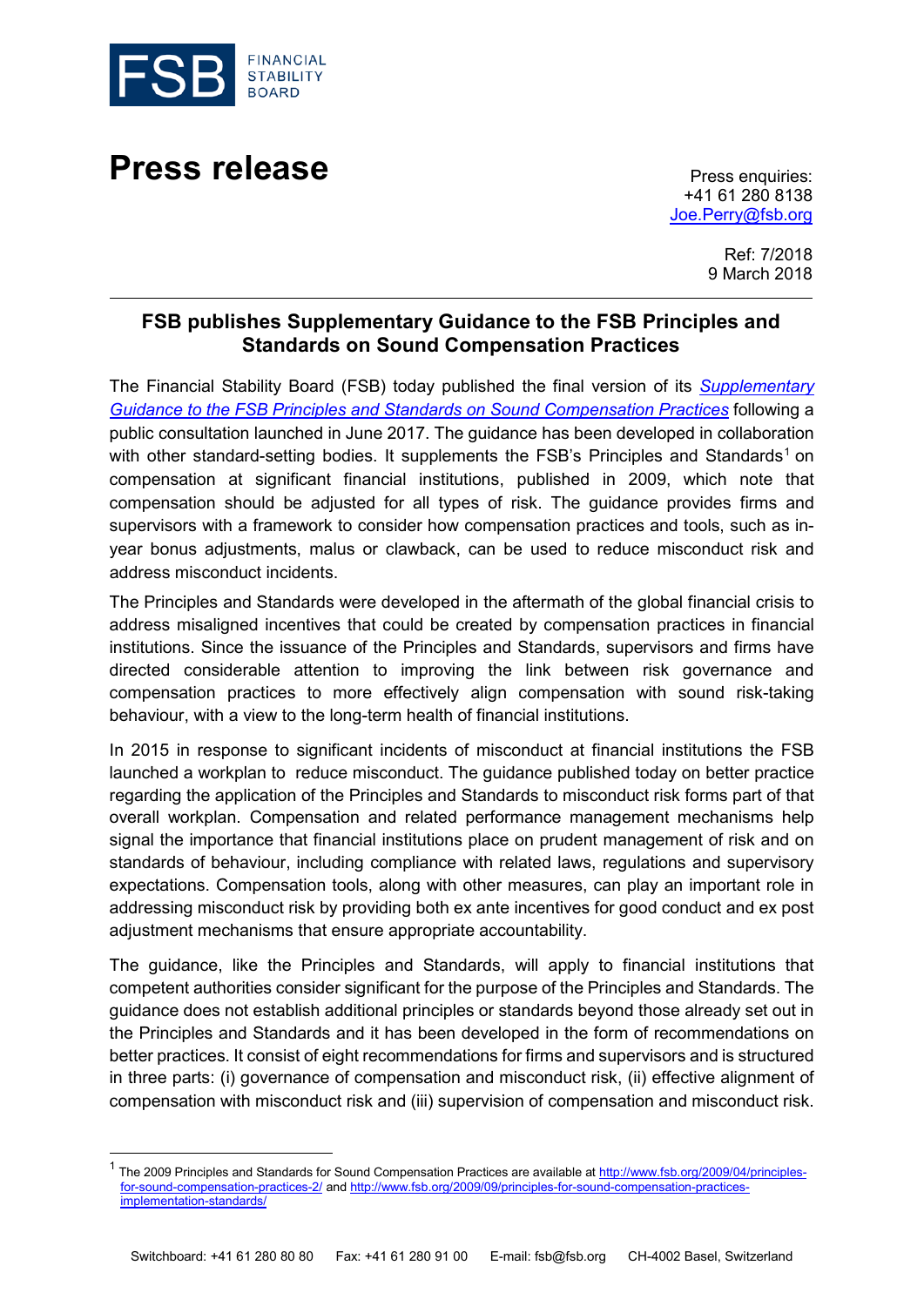FSB FINANCIAL STABILITY BOARD

# Press release

Press enquiries:
+41 61 280 8138
Joe.Perry@fsb.org

Ref: 7/2018
9 March 2018

---

## FSB publishes Supplementary Guidance to the FSB Principles and Standards on Sound Compensation Practices

The Financial Stability Board (FSB) today published the final version of its *Supplementary Guidance to the FSB Principles and Standards on Sound Compensation Practices* following a public consultation launched in June 2017. The guidance has been developed in collaboration with other standard-setting bodies. It supplements the FSB's Principles and Standards[1] on compensation at significant financial institutions, published in 2009, which note that compensation should be adjusted for all types of risk. The guidance provides firms and supervisors with a framework to consider how compensation practices and tools, such as in-year bonus adjustments, malus or clawback, can be used to reduce misconduct risk and address misconduct incidents.

The Principles and Standards were developed in the aftermath of the global financial crisis to address misaligned incentives that could be created by compensation practices in financial institutions. Since the issuance of the Principles and Standards, supervisors and firms have directed considerable attention to improving the link between risk governance and compensation practices to more effectively align compensation with sound risk-taking behaviour, with a view to the long-term health of financial institutions.

In 2015 in response to significant incidents of misconduct at financial institutions the FSB launched a workplan to reduce misconduct. The guidance published today on better practice regarding the application of the Principles and Standards to misconduct risk forms part of that overall workplan. Compensation and related performance management mechanisms help signal the importance that financial institutions place on prudent management of risk and on standards of behaviour, including compliance with related laws, regulations and supervisory expectations. Compensation tools, along with other measures, can play an important role in addressing misconduct risk by providing both ex ante incentives for good conduct and ex post adjustment mechanisms that ensure appropriate accountability.

The guidance, like the Principles and Standards, will apply to financial institutions that competent authorities consider significant for the purpose of the Principles and Standards. The guidance does not establish additional principles or standards beyond those already set out in the Principles and Standards and it has been developed in the form of recommendations on better practices. It consist of eight recommendations for firms and supervisors and is structured in three parts: (i) governance of compensation and misconduct risk, (ii) effective alignment of compensation with misconduct risk and (iii) supervision of compensation and misconduct risk.

---

[1] The 2009 Principles and Standards for Sound Compensation Practices are available at http://www.fsb.org/2009/04/principles-for-sound-compensation-practices-2/ and http://www.fsb.org/2009/09/principles-for-sound-compensation-practices-implementation-standards/

Switchboard: +41 61 280 80 80 Fax: +41 61 280 91 00 E-mail: fsb@fsb.org CH-4002 Basel, Switzerland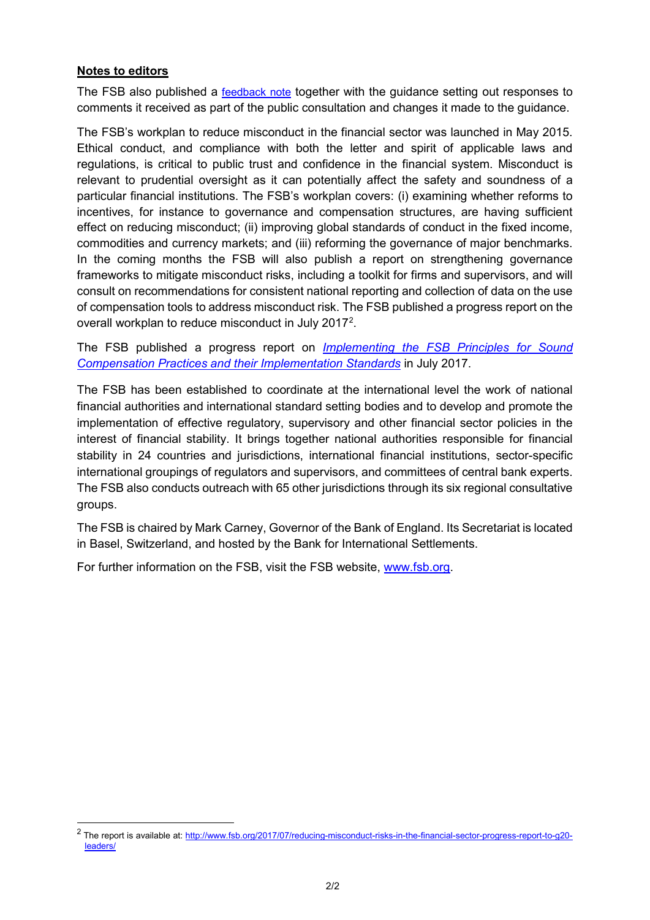**Notes to editors**

The FSB also published a feedback note together with the guidance setting out responses to comments it received as part of the public consultation and changes it made to the guidance.

The FSB's workplan to reduce misconduct in the financial sector was launched in May 2015. Ethical conduct, and compliance with both the letter and spirit of applicable laws and regulations, is critical to public trust and confidence in the financial system. Misconduct is relevant to prudential oversight as it can potentially affect the safety and soundness of a particular financial institutions. The FSB's workplan covers: (i) examining whether reforms to incentives, for instance to governance and compensation structures, are having sufficient effect on reducing misconduct; (ii) improving global standards of conduct in the fixed income, commodities and currency markets; and (iii) reforming the governance of major benchmarks. In the coming months the FSB will also publish a report on strengthening governance frameworks to mitigate misconduct risks, including a toolkit for firms and supervisors, and will consult on recommendations for consistent national reporting and collection of data on the use of compensation tools to address misconduct risk. The FSB published a progress report on the overall workplan to reduce misconduct in July 2017[2].

The FSB published a progress report on *Implementing the FSB Principles for Sound Compensation Practices and their Implementation Standards* in July 2017.

The FSB has been established to coordinate at the international level the work of national financial authorities and international standard setting bodies and to develop and promote the implementation of effective regulatory, supervisory and other financial sector policies in the interest of financial stability. It brings together national authorities responsible for financial stability in 24 countries and jurisdictions, international financial institutions, sector-specific international groupings of regulators and supervisors, and committees of central bank experts. The FSB also conducts outreach with 65 other jurisdictions through its six regional consultative groups.

The FSB is chaired by Mark Carney, Governor of the Bank of England. Its Secretariat is located in Basel, Switzerland, and hosted by the Bank for International Settlements.

For further information on the FSB, visit the FSB website, www.fsb.org.

[2] The report is available at: http://www.fsb.org/2017/07/reducing-misconduct-risks-in-the-financial-sector-progress-report-to-g20-leaders/